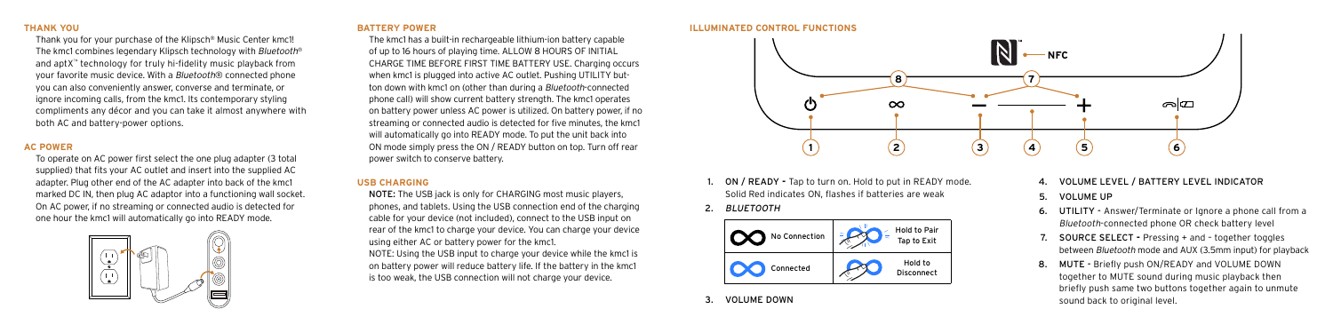## THANK YOU

Thank you for your purchase of the Klipsch® Music Center kmc1! The kmc1 combines legendary Klipsch technology with *Bluetooth*® and aptX™ technology for truly hi-fidelity music playback from your favorite music device. With a *Bluetooth*® connected phone you can also conveniently answer, converse and terminate, or ignore incoming calls, from the kmc1. Its contemporary styling compliments any décor and you can take it almost anywhere with both AC and battery-power options.

## AC POWER

To operate on AC power first select the one plug adapter (3 total supplied) that fits your AC outlet and insert into the supplied AC adapter. Plug other end of the AC adapter into back of the kmc1 marked DC IN, then plug AC adaptor into a functioning wall socket. On AC power, if no streaming or connected audio is detected for one hour the kmc1 will automatically go into READY mode.

## BATTERY POWER

The kmc1 has a built-in rechargeable lithium-ion battery capable of up to 16 hours of playing time. ALLOW 8 HOURS OF INITIAL CHARGE TIME BEFORE FIRST TIME BATTERY USE. Charging occurs when kmc1 is plugged into active AC outlet. Pushing UTILITY button down with kmc1 on (other than during a *Bluetooth*-connected phone call) will show current battery strength. The kmc1 operates on battery power unless AC power is utilized. On battery power, if no streaming or connected audio is detected for five minutes, the kmc1 will automatically go into READY mode. To put the unit back into ON mode simply press the ON / READY button on top. Turn off rear power switch to conserve battery.

## USB CHARGING

NOTE: The USB jack is only for CHARGING most music players, phones, and tablets. Using the USB connection end of the charging cable for your device (not included), connect to the USB input on rear of the kmc1 to charge your device. You can charge your device using either AC or battery power for the kmc1.

NOTE: Using the USB input to charge your device while the kmc1 is on battery power will reduce battery life. If the battery in the kmc1 is too weak, the USB connection will not charge your device.

## ILLUMINATED CONTROL FUNCTIONS

NFC

1. ON / READY - Tap to turn on. Hold to put in READY mode. Solid Red indicates ON, flashes if batteries are weak
2. *BLUETOOTH*

| | |
|---|---|
| No Connection | Hold to Pair / Tap to Exit |
| Connected | Hold to Disconnect |

3. VOLUME DOWN
4. VOLUME LEVEL / BATTERY LEVEL INDICATOR
5. VOLUME UP
6. UTILITY - Answer/Terminate or Ignore a phone call from a *Bluetooth*-connected phone OR check battery level
7. SOURCE SELECT - Pressing + and – together toggles between *Bluetooth* mode and AUX (3.5mm input) for playback
8. MUTE - Briefly push ON/READY and VOLUME DOWN together to MUTE sound during music playback then briefly push same two buttons together again to unmute sound back to original level.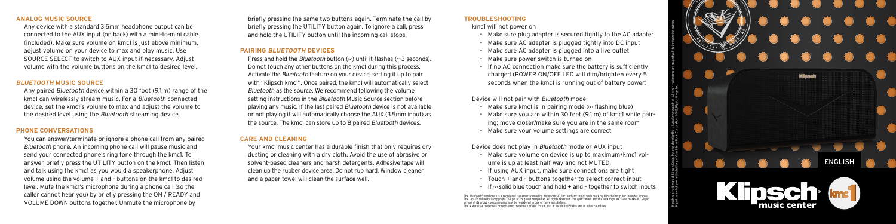## ANALOG MUSIC SOURCE

Any device with a standard 3.5mm headphone output can be connected to the AUX input (on back) with a mini-to-mini cable (included). Make sure volume on kmc1 is just above minimum, adjust volume on your device to max and play music. Use SOURCE SELECT to switch to AUX input if necessary. Adjust volume with the volume buttons on the kmc1 to desired level.

## *BLUETOOTH* MUSIC SOURCE

Any paired *Bluetooth* device within a 30 foot (9.1 m) range of the kmc1 can wirelessly stream music. For a *Bluetooth* connected device, set the kmc1's volume to max and adjust the volume to the desired level using the *Bluetooth* streaming device.

## PHONE CONVERSATIONS

You can answer/terminate or ignore a phone call from any paired *Bluetooth* phone. An incoming phone call will pause music and send your connected phone's ring tone through the kmc1. To answer, briefly press the UTILITY button on the kmc1. Then listen and talk using the kmc1 as you would a speakerphone. Adjust volume using the volume + and – buttons on the kmc1 to desired level. Mute the kmc1's microphone during a phone call (so the caller cannot hear you) by briefly pressing the ON / READY and VOLUME DOWN buttons together. Unmute the microphone by briefly pressing the same two buttons again. Terminate the call by briefly pressing the UTILITY button again. To ignore a call, press and hold the UTILITY button until the incoming call stops.

## PAIRING *BLUETOOTH* DEVICES

Press and hold the *Bluetooth* button (∞) until it flashes (~ 3 seconds). Do not touch any other buttons on the kmc1 during this process. Activate the *Bluetooth* feature on your device, setting it up to pair with "Klipsch kmc1". Once paired, the kmc1 will automatically select *Bluetooth* as the source. We recommend following the volume setting instructions in the *Bluetooth* Music Source section before playing any music. If the last paired *Bluetooth* device is not available or not playing it will automatically choose the AUX (3.5mm input) as the source. The kmc1 can store up to 8 paired *Bluetooth* devices.

## CARE AND CLEANING

Your kmc1 music center has a durable finish that only requires dry dusting or cleaning with a dry cloth. Avoid the use of abrasive or solvent-based cleaners and harsh detergents. Adhesive tape will clean up the rubber device area. Do not rub hard. Window cleaner and a paper towel will clean the surface well.

## TROUBLESHOOTING

kmc1 will not power on

- Make sure plug adapter is secured tightly to the AC adapter
- Make sure AC adapter is plugged tightly into DC input
- Make sure AC adapter is plugged into a live outlet
- Make sure power switch is turned on
- If no AC connection make sure the battery is sufficiently charged (POWER ON/OFF LED will dim/brighten every 5 seconds when the kmc1 is running out of battery power)

Device will not pair with *Bluetooth* mode

- Make sure kmc1 is in pairing mode (∞ flashing blue)
- Make sure you are within 30 feet (9.1 m) of kmc1 while pairing; move closer/make sure you are in the same room
- Make sure your volume settings are correct

Device does not play in *Bluetooth* mode or AUX input

- Make sure volume on device is up to maximum/kmc1 volume is up at least half way and not MUTED
- If using AUX input, make sure connections are tight
- Touch + and – buttons together to select correct input
- If ∞ solid blue touch and hold + and – together to switch inputs

The *Bluetooth*® word mark is a registered trademark owned by *Bluetooth* SIG, Inc. and any use of such mark by Klipsch Group, Inc. is under license. The "aptX"® software is copyright CSR plc or its group companies. All rights reserved. The aptX® mark and the aptX logo are trade marks of CSR plc or one of its group companies and may be registered in one or more jurisdictions.
The N Mark is a trademark or registered trademark of NFC Forum, Inc. in the United States and in other countries.

Klipsch is a trademark of Klipsch Group, Inc. registered in the U.S. and other countries. All other trademarks are property of their respective owners. Klipsch is a wholly owned subsidiary of Voxx International Corporation. ©2013 Klipsch Group, Inc.

ENGLISH

Klipsch kmc1 music center